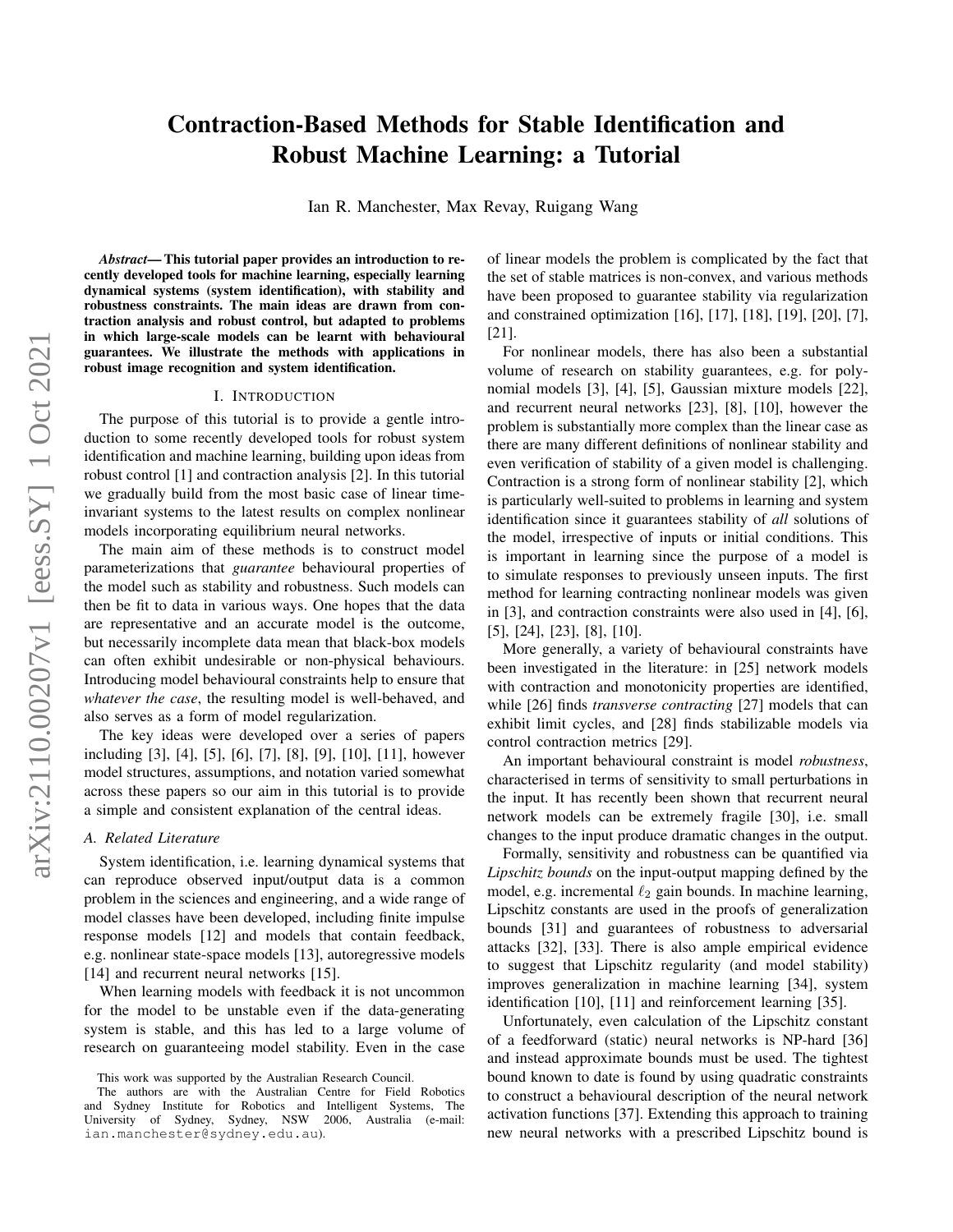# Contraction-Based Methods for Stable Identification and Robust Machine Learning: a Tutorial

Ian R. Manchester, Max Revay, Ruigang Wang

***Abstract*— This tutorial paper provides an introduction to recently developed tools for machine learning, especially learning dynamical systems (system identification), with stability and robustness constraints. The main ideas are drawn from contraction analysis and robust control, but adapted to problems in which large-scale models can be learnt with behavioural guarantees. We illustrate the methods with applications in robust image recognition and system identification.**

## I. Introduction

The purpose of this tutorial is to provide a gentle introduction to some recently developed tools for robust system identification and machine learning, building upon ideas from robust control [1] and contraction analysis [2]. In this tutorial we gradually build from the most basic case of linear time-invariant systems to the latest results on complex nonlinear models incorporating equilibrium neural networks.

The main aim of these methods is to construct model parameterizations that *guarantee* behavioural properties of the model such as stability and robustness. Such models can then be fit to data in various ways. One hopes that the data are representative and an accurate model is the outcome, but necessarily incomplete data mean that black-box models can often exhibit undesirable or non-physical behaviours. Introducing model behavioural constraints help to ensure that *whatever the case*, the resulting model is well-behaved, and also serves as a form of model regularization.

The key ideas were developed over a series of papers including [3], [4], [5], [6], [7], [8], [9], [10], [11], however model structures, assumptions, and notation varied somewhat across these papers so our aim in this tutorial is to provide a simple and consistent explanation of the central ideas.

### A. Related Literature

System identification, i.e. learning dynamical systems that can reproduce observed input/output data is a common problem in the sciences and engineering, and a wide range of model classes have been developed, including finite impulse response models [12] and models that contain feedback, e.g. nonlinear state-space models [13], autoregressive models [14] and recurrent neural networks [15].

When learning models with feedback it is not uncommon for the model to be unstable even if the data-generating system is stable, and this has led to a large volume of research on guaranteeing model stability. Even in the case of linear models the problem is complicated by the fact that the set of stable matrices is non-convex, and various methods have been proposed to guarantee stability via regularization and constrained optimization [16], [17], [18], [19], [20], [7], [21].

For nonlinear models, there has also been a substantial volume of research on stability guarantees, e.g. for polynomial models [3], [4], [5], Gaussian mixture models [22], and recurrent neural networks [23], [8], [10], however the problem is substantially more complex than the linear case as there are many different definitions of nonlinear stability and even verification of stability of a given model is challenging. Contraction is a strong form of nonlinear stability [2], which is particularly well-suited to problems in learning and system identification since it guarantees stability of *all* solutions of the model, irrespective of inputs or initial conditions. This is important in learning since the purpose of a model is to simulate responses to previously unseen inputs. The first method for learning contracting nonlinear models was given in [3], and contraction constraints were also used in [4], [6], [5], [24], [23], [8], [10].

More generally, a variety of behavioural constraints have been investigated in the literature: in [25] network models with contraction and monotonicity properties are identified, while [26] finds *transverse contracting* [27] models that can exhibit limit cycles, and [28] finds stabilizable models via control contraction metrics [29].

An important behavioural constraint is model *robustness*, characterised in terms of sensitivity to small perturbations in the input. It has recently been shown that recurrent neural network models can be extremely fragile [30], i.e. small changes to the input produce dramatic changes in the output.

Formally, sensitivity and robustness can be quantified via *Lipschitz bounds* on the input-output mapping defined by the model, e.g. incremental $\ell_2$ gain bounds. In machine learning, Lipschitz constants are used in the proofs of generalization bounds [31] and guarantees of robustness to adversarial attacks [32], [33]. There is also ample empirical evidence to suggest that Lipschitz regularity (and model stability) improves generalization in machine learning [34], system identification [10], [11] and reinforcement learning [35].

Unfortunately, even calculation of the Lipschitz constant of a feedforward (static) neural networks is NP-hard [36] and instead approximate bounds must be used. The tightest bound known to date is found by using quadratic constraints to construct a behavioural description of the neural network activation functions [37]. Extending this approach to training new neural networks with a prescribed Lipschitz bound is

This work was supported by the Australian Research Council.

The authors are with the Australian Centre for Field Robotics and Sydney Institute for Robotics and Intelligent Systems, The University of Sydney, Sydney, NSW 2006, Australia (e-mail: ian.manchester@sydney.edu.au).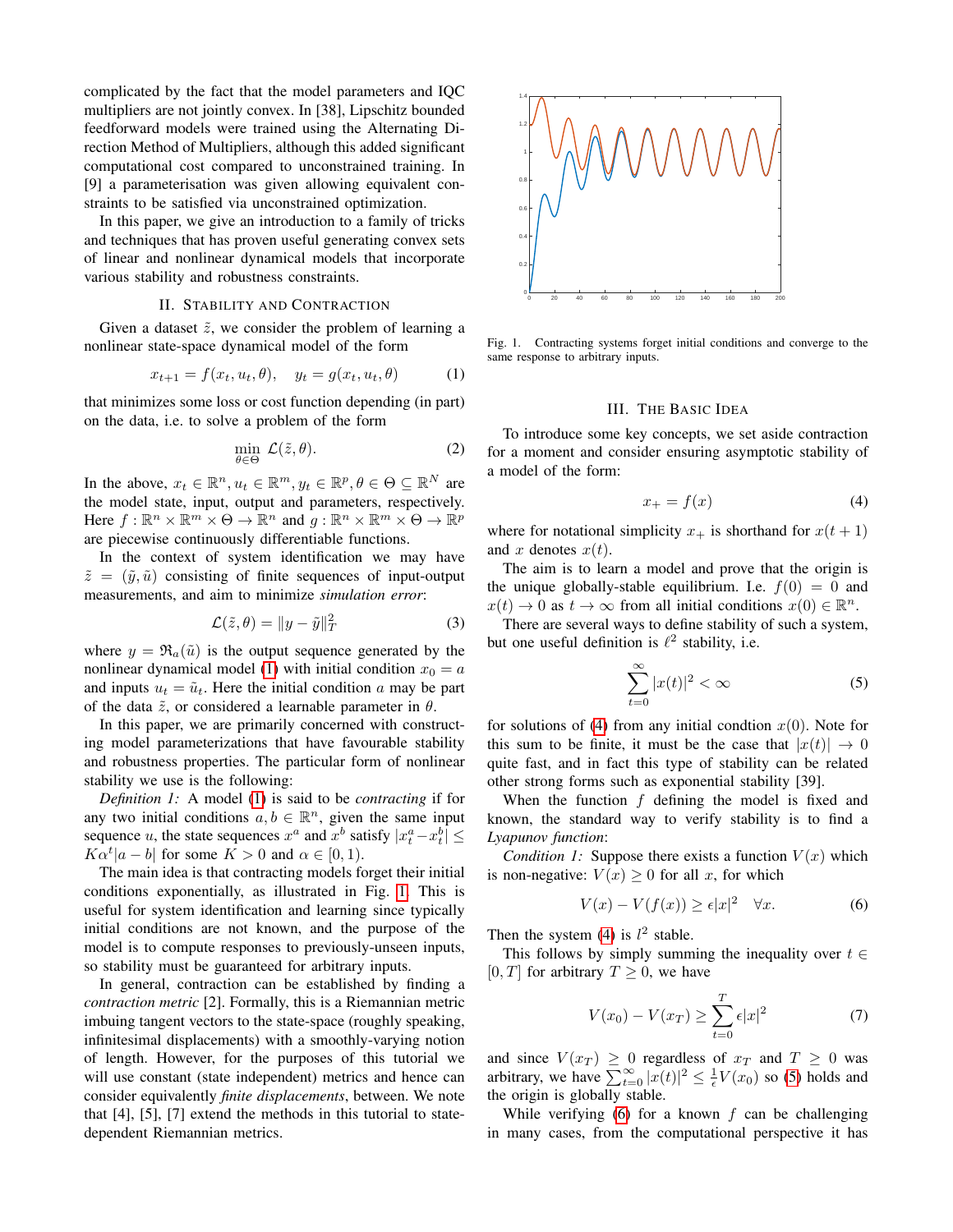complicated by the fact that the model parameters and IQC multipliers are not jointly convex. In [38], Lipschitz bounded feedforward models were trained using the Alternating Direction Method of Multipliers, although this added significant computational cost compared to unconstrained training. In [9] a parameterisation was given allowing equivalent constraints to be satisfied via unconstrained optimization.

In this paper, we give an introduction to a family of tricks and techniques that has proven useful generating convex sets of linear and nonlinear dynamical models that incorporate various stability and robustness constraints.

## II. Stability and Contraction

Given a dataset $\tilde{z}$, we consider the problem of learning a nonlinear state-space dynamical model of the form

$$x_{t+1} = f(x_t, u_t, \theta), \quad y_t = g(x_t, u_t, \theta) \tag{1}$$

that minimizes some loss or cost function depending (in part) on the data, i.e. to solve a problem of the form

$$\min_{\theta \in \Theta} \mathcal{L}(\tilde{z}, \theta). \tag{2}$$

In the above, $x_t \in \mathbb{R}^n, u_t \in \mathbb{R}^m, y_t \in \mathbb{R}^p, \theta \in \Theta \subseteq \mathbb{R}^N$ are the model state, input, output and parameters, respectively. Here $f: \mathbb{R}^n \times \mathbb{R}^m \times \Theta \to \mathbb{R}^n$ and $g: \mathbb{R}^n \times \mathbb{R}^m \times \Theta \to \mathbb{R}^p$ are piecewise continuously differentiable functions.

In the context of system identification we may have $\tilde{z} = (\tilde{y}, \tilde{u})$ consisting of finite sequences of input-output measurements, and aim to minimize *simulation error*:

$$\mathcal{L}(\tilde{z}, \theta) = \|y - \tilde{y}\|_T^2 \tag{3}$$

where $y = \mathfrak{R}_a(\tilde{u})$ is the output sequence generated by the nonlinear dynamical model (1) with initial condition $x_0 = a$ and inputs $u_t = \tilde{u}_t$. Here the initial condition $a$ may be part of the data $\tilde{z}$, or considered a learnable parameter in $\theta$.

In this paper, we are primarily concerned with constructing model parameterizations that have favourable stability and robustness properties. The particular form of nonlinear stability we use is the following:

*Definition 1:* A model (1) is said to be *contracting* if for any two initial conditions $a, b \in \mathbb{R}^n$, given the same input sequence $u$, the state sequences $x^a$ and $x^b$ satisfy $|x_t^a - x_t^b| \le K\alpha^t |a - b|$ for some $K > 0$ and $\alpha \in [0, 1)$.

The main idea is that contracting models forget their initial conditions exponentially, as illustrated in Fig. 1. This is useful for system identification and learning since typically initial conditions are not known, and the purpose of the model is to compute responses to previously-unseen inputs, so stability must be guaranteed for arbitrary inputs.

In general, contraction can be established by finding a *contraction metric* [2]. Formally, this is a Riemannian metric imbuing tangent vectors to the state-space (roughly speaking, infinitesimal displacements) with a smoothly-varying notion of length. However, for the purposes of this tutorial we will use constant (state independent) metrics and hence can consider equivalently *finite displacements*, between. We note that [4], [5], [7] extend the methods in this tutorial to state-dependent Riemannian metrics.

Fig. 1. Contracting systems forget initial conditions and converge to the same response to arbitrary inputs.

## III. The Basic Idea

To introduce some key concepts, we set aside contraction for a moment and consider ensuring asymptotic stability of a model of the form:

$$x_+ = f(x) \tag{4}$$

where for notational simplicity $x_+$ is shorthand for $x(t+1)$ and $x$ denotes $x(t)$.

The aim is to learn a model and prove that the origin is the unique globally-stable equilibrium. I.e. $f(0) = 0$ and $x(t) \to 0$ as $t \to \infty$ from all initial conditions $x(0) \in \mathbb{R}^n$.

There are several ways to define stability of such a system, but one useful definition is $\ell^2$ stability, i.e.

$$\sum_{t=0}^{\infty} |x(t)|^2 < \infty \tag{5}$$

for solutions of (4) from any initial condtion $x(0)$. Note for this sum to be finite, it must be the case that $|x(t)| \to 0$ quite fast, and in fact this type of stability can be related other strong forms such as exponential stability [39].

When the function $f$ defining the model is fixed and known, the standard way to verify stability is to find a *Lyapunov function*:

*Condition 1:* Suppose there exists a function $V(x)$ which is non-negative: $V(x) \ge 0$ for all $x$, for which

$$V(x) - V(f(x)) \ge \epsilon |x|^2 \quad \forall x. \tag{6}$$

Then the system (4) is $l^2$ stable.

This follows by simply summing the inequality over $t \in [0, T]$ for arbitrary $T \ge 0$, we have

$$V(x_0) - V(x_T) \ge \sum_{t=0}^{T} \epsilon |x|^2 \tag{7}$$

and since $V(x_T) \ge 0$ regardless of $x_T$ and $T \ge 0$ was arbitrary, we have $\sum_{t=0}^{\infty} |x(t)|^2 \le \frac{1}{\epsilon} V(x_0)$ so (5) holds and the origin is globally stable.

While verifying (6) for a known $f$ can be challenging in many cases, from the computational perspective it has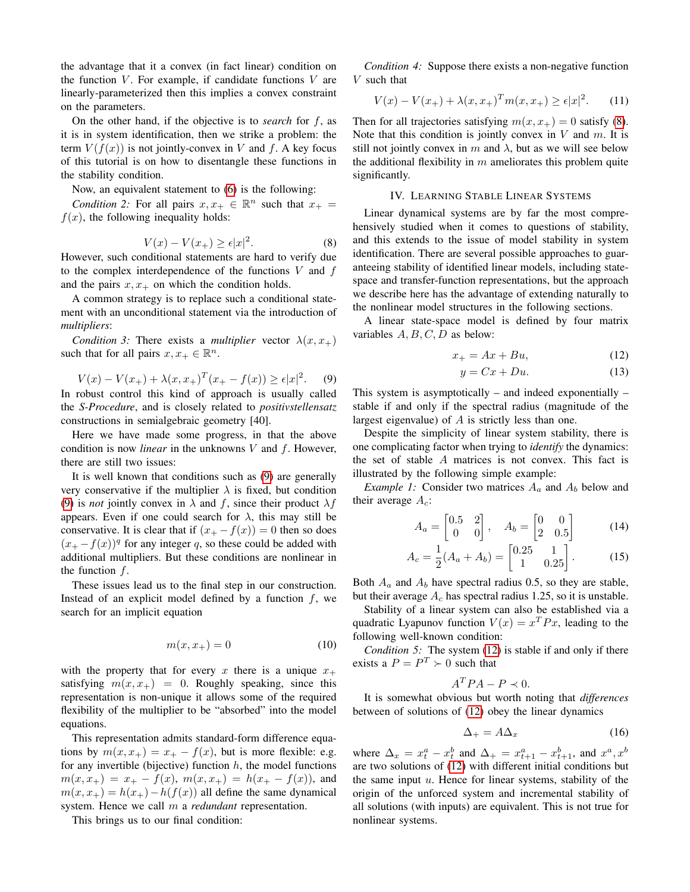the advantage that it a convex (in fact linear) condition on the function $V$. For example, if candidate functions $V$ are linearly-parameterized then this implies a convex constraint on the parameters.

On the other hand, if the objective is to *search* for $f$, as it is in system identification, then we strike a problem: the term $V(f(x))$ is not jointly-convex in $V$ and $f$. A key focus of this tutorial is on how to disentangle these functions in the stability condition.

Now, an equivalent statement to (6) is the following:

*Condition 2:* For all pairs $x, x_+ \in \mathbb{R}^n$ such that $x_+ = f(x)$, the following inequality holds:

$$V(x) - V(x_+) \geq \epsilon |x|^2. \tag{8}$$

However, such conditional statements are hard to verify due to the complex interdependence of the functions $V$ and $f$ and the pairs $x, x_+$ on which the condition holds.

A common strategy is to replace such a conditional statement with an unconditional statement via the introduction of *multipliers*:

*Condition 3:* There exists a *multiplier* vector $\lambda(x, x_+)$ such that for all pairs $x, x_+ \in \mathbb{R}^n$.

$$V(x) - V(x_+) + \lambda(x, x_+)^T (x_+ - f(x)) \geq \epsilon |x|^2. \tag{9}$$

In robust control this kind of approach is usually called the *S-Procedure*, and is closely related to *positivstellensatz* constructions in semialgebraic geometry [40].

Here we have made some progress, in that the above condition is now *linear* in the unknowns $V$ and $f$. However, there are still two issues:

It is well known that conditions such as (9) are generally very conservative if the multiplier $\lambda$ is fixed, but condition (9) is *not* jointly convex in $\lambda$ and $f$, since their product $\lambda f$ appears. Even if one could search for $\lambda$, this may still be conservative. It is clear that if $(x_+ - f(x)) = 0$ then so does $(x_+ - f(x))^q$ for any integer $q$, so these could be added with additional multipliers. But these conditions are nonlinear in the function $f$.

These issues lead us to the final step in our construction. Instead of an explicit model defined by a function $f$, we search for an implicit equation

$$m(x, x_+) = 0 \tag{10}$$

with the property that for every $x$ there is a unique $x_+$ satisfying $m(x, x_+) = 0$. Roughly speaking, since this representation is non-unique it allows some of the required flexibility of the multiplier to be "absorbed" into the model equations.

This representation admits standard-form difference equations by $m(x, x_+) = x_+ - f(x)$, but is more flexible: e.g. for any invertible (bijective) function $h$, the model functions $m(x, x_+) = x_+ - f(x)$, $m(x, x_+) = h(x_+ - f(x))$, and $m(x, x_+) = h(x_+) - h(f(x))$ all define the same dynamical system. Hence we call $m$ a *redundant* representation.

This brings us to our final condition:

*Condition 4:* Suppose there exists a non-negative function $V$ such that

$$V(x) - V(x_+) + \lambda(x, x_+)^T m(x, x_+) \geq \epsilon |x|^2. \tag{11}$$

Then for all trajectories satisfying $m(x, x_+) = 0$ satisfy (8). Note that this condition is jointly convex in $V$ and $m$. It is still not jointly convex in $m$ and $\lambda$, but as we will see below the additional flexibility in $m$ ameliorates this problem quite significantly.

## IV. Learning Stable Linear Systems

Linear dynamical systems are by far the most comprehensively studied when it comes to questions of stability, and this extends to the issue of model stability in system identification. There are several possible approaches to guaranteeing stability of identified linear models, including state-space and transfer-function representations, but the approach we describe here has the advantage of extending naturally to the nonlinear model structures in the following sections.

A linear state-space model is defined by four matrix variables $A, B, C, D$ as below:

$$x_+ = Ax + Bu, \tag{12}$$

$$y = Cx + Du. \tag{13}$$

This system is asymptotically – and indeed exponentially – stable if and only if the spectral radius (magnitude of the largest eigenvalue) of $A$ is strictly less than one.

Despite the simplicity of linear system stability, there is one complicating factor when trying to *identify* the dynamics: the set of stable $A$ matrices is not convex. This fact is illustrated by the following simple example:

*Example 1:* Consider two matrices $A_a$ and $A_b$ below and their average $A_c$:

$$A_a = \begin{bmatrix} 0.5 & 2 \\ 0 & 0 \end{bmatrix}, \quad A_b = \begin{bmatrix} 0 & 0 \\ 2 & 0.5 \end{bmatrix} \tag{14}$$

$$A_c = \frac{1}{2}(A_a + A_b) = \begin{bmatrix} 0.25 & 1 \\ 1 & 0.25 \end{bmatrix}. \tag{15}$$

Both $A_a$ and $A_b$ have spectral radius 0.5, so they are stable, but their average $A_c$ has spectral radius 1.25, so it is unstable.

Stability of a linear system can also be established via a quadratic Lyapunov function $V(x) = x^T P x$, leading to the following well-known condition:

*Condition 5:* The system (12) is stable if and only if there exists a $P = P^T \succ 0$ such that

$$A^T P A - P \prec 0.$$

It is somewhat obvious but worth noting that *differences* between of solutions of (12) obey the linear dynamics

$$\Delta_+ = A \Delta_x \tag{16}$$

where $\Delta_x = x_t^a - x_t^b$ and $\Delta_+ = x_{t+1}^a - x_{t+1}^b$, and $x^a, x^b$ are two solutions of (12) with different initial conditions but the same input $u$. Hence for linear systems, stability of the origin of the unforced system and incremental stability of all solutions (with inputs) are equivalent. This is not true for nonlinear systems.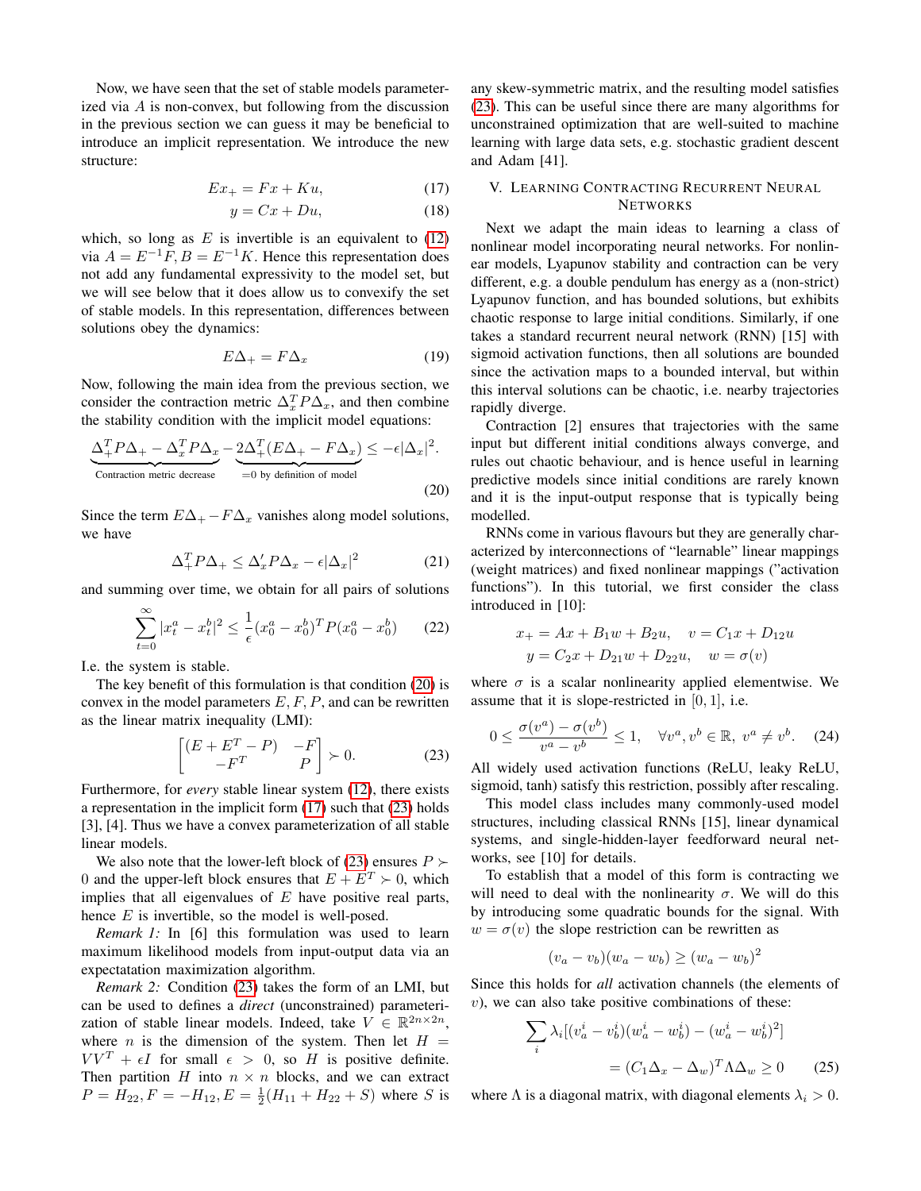Now, we have seen that the set of stable models parameterized via $A$ is non-convex, but following from the discussion in the previous section we can guess it may be beneficial to introduce an implicit representation. We introduce the new structure:

$$Ex_+ = Fx + Ku, \tag{17}$$

$$y = Cx + Du, \tag{18}$$

which, so long as $E$ is invertible is an equivalent to (12) via $A = E^{-1}F, B = E^{-1}K$. Hence this representation does not add any fundamental expressivity to the model set, but we will see below that it does allow us to convexify the set of stable models. In this representation, differences between solutions obey the dynamics:

$$E\Delta_+ = F\Delta_x \tag{19}$$

Now, following the main idea from the previous section, we consider the contraction metric $\Delta_x^T P \Delta_x$, and then combine the stability condition with the implicit model equations:

$$\underbrace{\Delta_+^T P \Delta_+ - \Delta_x^T P \Delta_x}_{\text{Contraction metric decrease}} - \underbrace{2\Delta_+^T(E\Delta_+ - F\Delta_x)}_{=0 \text{ by definition of model}} \leq -\epsilon|\Delta_x|^2. \tag{20}$$

Since the term $E\Delta_+ - F\Delta_x$ vanishes along model solutions, we have

$$\Delta_+^T P \Delta_+ \leq \Delta_x' P \Delta_x - \epsilon|\Delta_x|^2 \tag{21}$$

and summing over time, we obtain for all pairs of solutions

$$\sum_{t=0}^{\infty} |x_t^a - x_t^b|^2 \leq \frac{1}{\epsilon}(x_0^a - x_0^b)^T P (x_0^a - x_0^b) \tag{22}$$

I.e. the system is stable.

The key benefit of this formulation is that condition (20) is convex in the model parameters $E, F, P$, and can be rewritten as the linear matrix inequality (LMI):

$$\begin{bmatrix} (E + E^T - P) & -F \\ -F^T & P \end{bmatrix} \succ 0. \tag{23}$$

Furthermore, for *every* stable linear system (12), there exists a representation in the implicit form (17) such that (23) holds [3], [4]. Thus we have a convex parameterization of all stable linear models.

We also note that the lower-left block of (23) ensures $P \succ 0$ and the upper-left block ensures that $E + E^T \succ 0$, which implies that all eigenvalues of $E$ have positive real parts, hence $E$ is invertible, so the model is well-posed.

*Remark 1:* In [6] this formulation was used to learn maximum likelihood models from input-output data via an expectatation maximization algorithm.

*Remark 2:* Condition (23) takes the form of an LMI, but can be used to defines a *direct* (unconstrained) parameterization of stable linear models. Indeed, take $V \in \mathbb{R}^{2n \times 2n}$, where $n$ is the dimension of the system. Then let $H = VV^T + \epsilon I$ for small $\epsilon > 0$, so $H$ is positive definite. Then partition $H$ into $n \times n$ blocks, and we can extract $P = H_{22}, F = -H_{12}, E = \frac{1}{2}(H_{11} + H_{22} + S)$ where $S$ is any skew-symmetric matrix, and the resulting model satisfies (23). This can be useful since there are many algorithms for unconstrained optimization that are well-suited to machine learning with large data sets, e.g. stochastic gradient descent and Adam [41].

## V. Learning Contracting Recurrent Neural Networks

Next we adapt the main ideas to learning a class of nonlinear model incorporating neural networks. For nonlinear models, Lyapunov stability and contraction can be very different, e.g. a double pendulum has energy as a (non-strict) Lyapunov function, and has bounded solutions, but exhibits chaotic response to large initial conditions. Similarly, if one takes a standard recurrent neural network (RNN) [15] with sigmoid activation functions, then all solutions are bounded since the activation maps to a bounded interval, but within this interval solutions can be chaotic, i.e. nearby trajectories rapidly diverge.

Contraction [2] ensures that trajectories with the same input but different initial conditions always converge, and rules out chaotic behaviour, and is hence useful in learning predictive models since initial conditions are rarely known and it is the input-output response that is typically being modelled.

RNNs come in various flavours but they are generally characterized by interconnections of "learnable" linear mappings (weight matrices) and fixed nonlinear mappings ("activation functions"). In this tutorial, we first consider the class introduced in [10]:

$$x_+ = Ax + B_1 w + B_2 u, \quad v = C_1 x + D_{12} u$$

$$y = C_2 x + D_{21} w + D_{22} u, \quad w = \sigma(v)$$

where $\sigma$ is a scalar nonlinearity applied elementwise. We assume that it is slope-restricted in $[0, 1]$, i.e.

$$0 \leq \frac{\sigma(v^a) - \sigma(v^b)}{v^a - v^b} \leq 1, \quad \forall v^a, v^b \in \mathbb{R}, \ v^a \neq v^b. \tag{24}$$

All widely used activation functions (ReLU, leaky ReLU, sigmoid, tanh) satisfy this restriction, possibly after rescaling.

This model class includes many commonly-used model structures, including classical RNNs [15], linear dynamical systems, and single-hidden-layer feedforward neural networks, see [10] for details.

To establish that a model of this form is contracting we will need to deal with the nonlinearity $\sigma$. We will do this by introducing some quadratic bounds for the signal. With $w = \sigma(v)$ the slope restriction can be rewritten as

$$(v_a - v_b)(w_a - w_b) \geq (w_a - w_b)^2$$

Since this holds for *all* activation channels (the elements of $v$), we can also take positive combinations of these:

$$\sum_i \lambda_i[(v_a^i - v_b^i)(w_a^i - w_b^i) - (w_a^i - w_b^i)^2]$$

$$= (C_1\Delta_x - \Delta_w)^T \Lambda \Delta_w \geq 0 \tag{25}$$

where $\Lambda$ is a diagonal matrix, with diagonal elements $\lambda_i > 0$.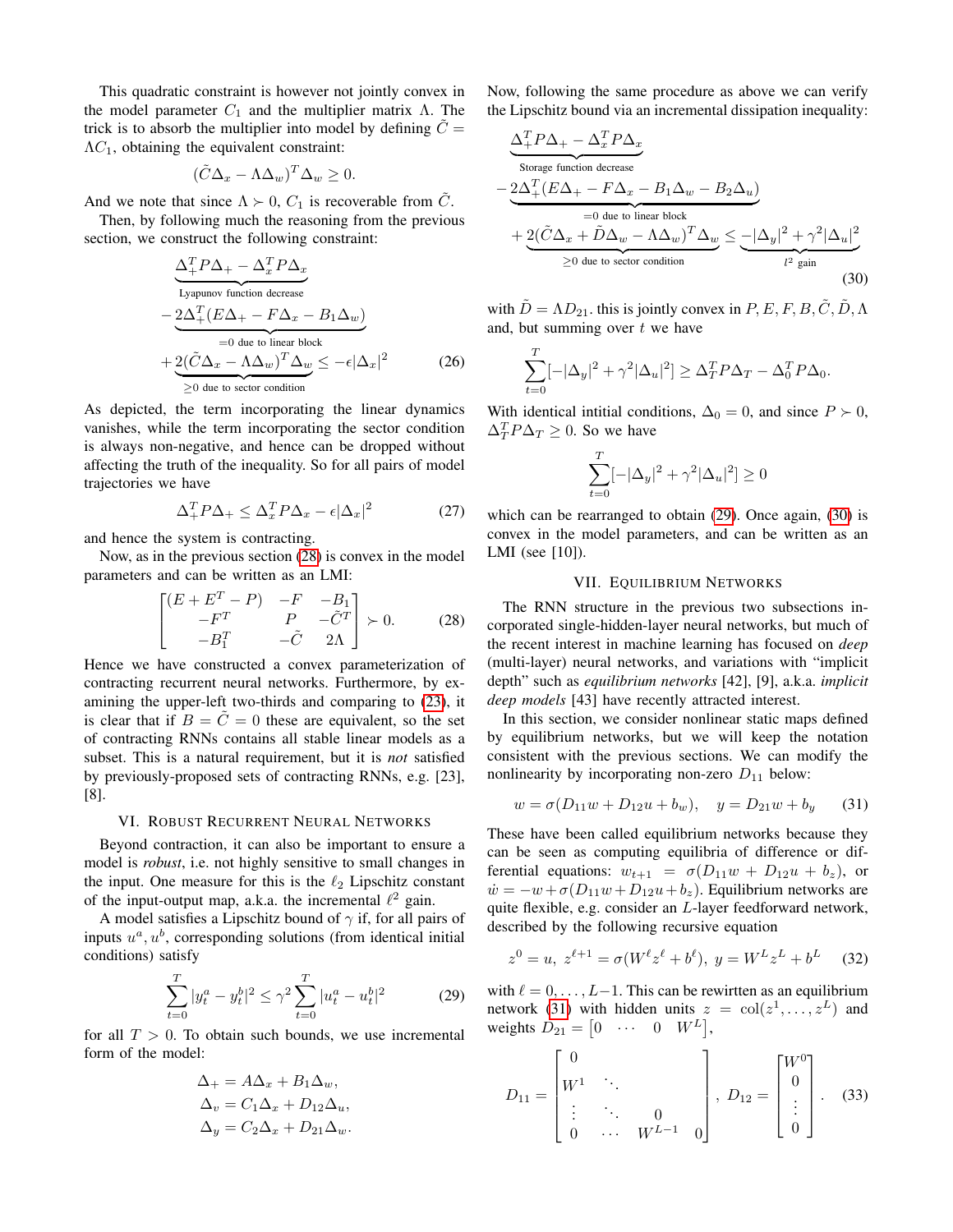This quadratic constraint is however not jointly convex in the model parameter $C_1$ and the multiplier matrix $\Lambda$. The trick is to absorb the multiplier into model by defining $\tilde{C} = \Lambda C_1$, obtaining the equivalent constraint:

$$(\tilde{C}\Delta_x - \Lambda\Delta_w)^T\Delta_w \geq 0.$$

And we note that since $\Lambda \succ 0$, $C_1$ is recoverable from $\tilde{C}$.

Then, by following much the reasoning from the previous section, we construct the following constraint:

$$\begin{aligned}
&\underbrace{\Delta_+^T P\Delta_+ - \Delta_x^T P\Delta_x}_{\text{Lyapunov function decrease}} \\
&-\underbrace{2\Delta_+^T(E\Delta_+ - F\Delta_x - B_1\Delta_w)}_{=0 \text{ due to linear block}} \\
&+\underbrace{2(\tilde{C}\Delta_x - \Lambda\Delta_w)^T\Delta_w}_{\geq 0 \text{ due to sector condition}} \leq -\epsilon|\Delta_x|^2
\end{aligned} \tag{26}$$

As depicted, the term incorporating the linear dynamics vanishes, while the term incorporating the sector condition is always non-negative, and hence can be dropped without affecting the truth of the inequality. So for all pairs of model trajectories we have

$$\Delta_+^T P\Delta_+ \leq \Delta_x^T P\Delta_x - \epsilon|\Delta_x|^2 \tag{27}$$

and hence the system is contracting.

Now, as in the previous section (28) is convex in the model parameters and can be written as an LMI:

$$\begin{bmatrix} (E + E^T - P) & -F & -B_1 \\ -F^T & P & -\tilde{C}^T \\ -B_1^T & -\tilde{C} & 2\Lambda \end{bmatrix} \succ 0. \tag{28}$$

Hence we have constructed a convex parameterization of contracting recurrent neural networks. Furthermore, by examining the upper-left two-thirds and comparing to (23), it is clear that if $B = \tilde{C} = 0$ these are equivalent, so the set of contracting RNNs contains all stable linear models as a subset. This is a natural requirement, but it is *not* satisfied by previously-proposed sets of contracting RNNs, e.g. [23], [8].

## VI. Robust Recurrent Neural Networks

Beyond contraction, it can also be important to ensure a model is *robust*, i.e. not highly sensitive to small changes in the input. One measure for this is the $\ell_2$ Lipschitz constant of the input-output map, a.k.a. the incremental $\ell^2$ gain.

A model satisfies a Lipschitz bound of $\gamma$ if, for all pairs of inputs $u^a, u^b$, corresponding solutions (from identical initial conditions) satisfy

$$\sum_{t=0}^{T}|y_t^a - y_t^b|^2 \leq \gamma^2\sum_{t=0}^{T}|u_t^a - u_t^b|^2 \tag{29}$$

for all $T > 0$. To obtain such bounds, we use incremental form of the model:

$$\begin{aligned}
\Delta_+ &= A\Delta_x + B_1\Delta_w, \\
\Delta_v &= C_1\Delta_x + D_{12}\Delta_u, \\
\Delta_y &= C_2\Delta_x + D_{21}\Delta_w.
\end{aligned}$$

Now, following the same procedure as above we can verify the Lipschitz bound via an incremental dissipation inequality:

$$\begin{aligned}
&\underbrace{\Delta_+^T P\Delta_+ - \Delta_x^T P\Delta_x}_{\text{Storage function decrease}} \\
&-\underbrace{2\Delta_+^T(E\Delta_+ - F\Delta_x - B_1\Delta_w - B_2\Delta_u)}_{=0 \text{ due to linear block}} \\
&+\underbrace{2(\tilde{C}\Delta_x + \tilde{D}\Delta_w - \Lambda\Delta_w)^T\Delta_w}_{\geq 0 \text{ due to sector condition}} \leq \underbrace{-|\Delta_y|^2 + \gamma^2|\Delta_u|^2}_{l^2 \text{ gain}}
\end{aligned} \tag{30}$$

with $\tilde{D} = \Lambda D_{21}$. this is jointly convex in $P, E, F, B, \tilde{C}, \tilde{D}, \Lambda$ and, but summing over $t$ we have

$$\sum_{t=0}^{T}[-|\Delta_y|^2 + \gamma^2|\Delta_u|^2] \geq \Delta_T^T P\Delta_T - \Delta_0^T P\Delta_0.$$

With identical intitial conditions, $\Delta_0 = 0$, and since $P \succ 0$, $\Delta_T^T P\Delta_T \geq 0$. So we have

$$\sum_{t=0}^{T}[-|\Delta_y|^2 + \gamma^2|\Delta_u|^2] \geq 0$$

which can be rearranged to obtain (29). Once again, (30) is convex in the model parameters, and can be written as an LMI (see [10]).

## VII. Equilibrium Networks

The RNN structure in the previous two subsections incorporated single-hidden-layer neural networks, but much of the recent interest in machine learning has focused on *deep* (multi-layer) neural networks, and variations with "implicit depth" such as *equilibrium networks* [42], [9], a.k.a. *implicit deep models* [43] have recently attracted interest.

In this section, we consider nonlinear static maps defined by equilibrium networks, but we will keep the notation consistent with the previous sections. We can modify the nonlinearity by incorporating non-zero $D_{11}$ below:

$$w = \sigma(D_{11}w + D_{12}u + b_w), \quad y = D_{21}w + b_y \tag{31}$$

These have been called equilibrium networks because they can be seen as computing equilibria of difference or differential equations: $w_{t+1} = \sigma(D_{11}w + D_{12}u + b_z)$, or $\dot{w} = -w + \sigma(D_{11}w + D_{12}u + b_z)$. Equilibrium networks are quite flexible, e.g. consider an $L$-layer feedforward network, described by the following recursive equation

$$z^0 = u,\ z^{\ell+1} = \sigma(W^\ell z^\ell + b^\ell),\ y = W^L z^L + b^L \tag{32}$$

with $\ell = 0, \ldots, L-1$. This can be rewirtten as an equilibrium network (31) with hidden units $z = \text{col}(z^1, \ldots, z^L)$ and weights $D_{21} = \begin{bmatrix} 0 & \cdots & 0 & W^L \end{bmatrix}$,

$$D_{11} = \begin{bmatrix} 0 & & & \\ W^1 & \ddots & & \\ \vdots & \ddots & 0 & \\ 0 & \cdots & W^{L-1} & 0 \end{bmatrix},\ D_{12} = \begin{bmatrix} W^0 \\ 0 \\ \vdots \\ 0 \end{bmatrix}. \tag{33}$$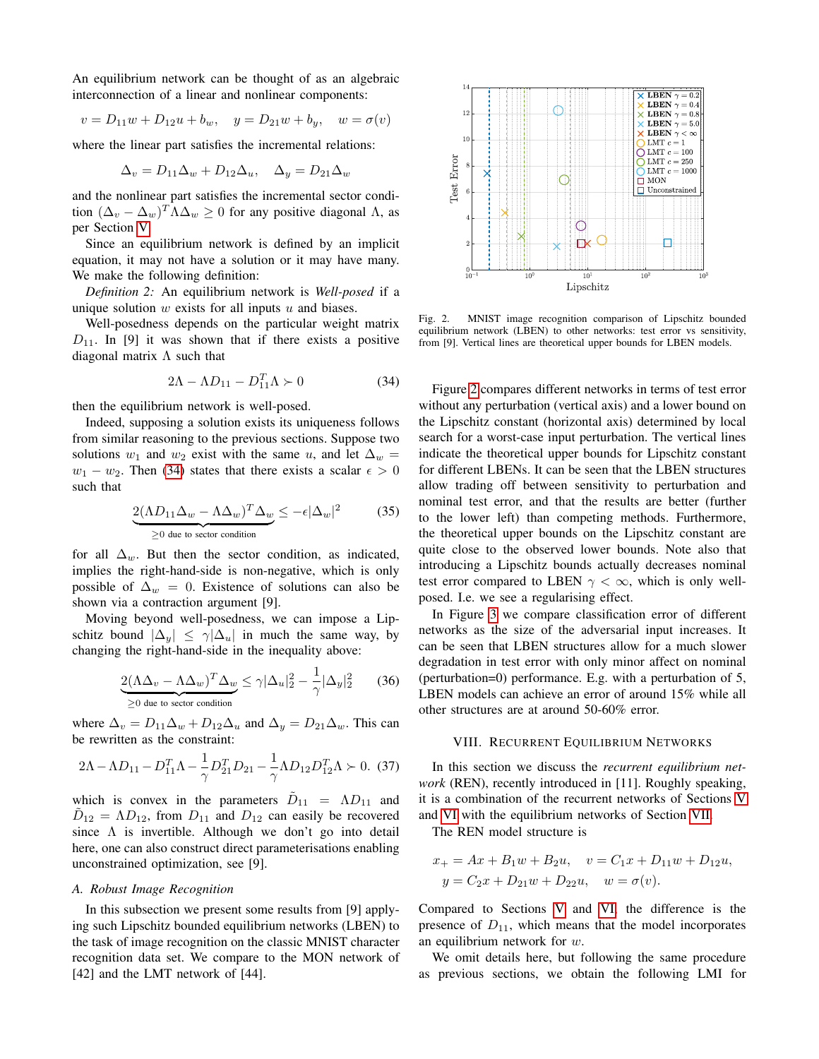An equilibrium network can be thought of as an algebraic interconnection of a linear and nonlinear components:

$$v = D_{11}w + D_{12}u + b_w, \quad y = D_{21}w + b_y, \quad w = \sigma(v)$$

where the linear part satisfies the incremental relations:

$$\Delta_v = D_{11}\Delta_w + D_{12}\Delta_u, \quad \Delta_y = D_{21}\Delta_w$$

and the nonlinear part satisfies the incremental sector condition $(\Delta_v - \Delta_w)^T \Lambda \Delta_w \geq 0$ for any positive diagonal $\Lambda$, as per Section V.

Since an equilibrium network is defined by an implicit equation, it may not have a solution or it may have many. We make the following definition:

*Definition 2:* An equilibrium network is *Well-posed* if a unique solution $w$ exists for all inputs $u$ and biases.

Well-posedness depends on the particular weight matrix $D_{11}$. In [9] it was shown that if there exists a positive diagonal matrix $\Lambda$ such that

$$2\Lambda - \Lambda D_{11} - D_{11}^T \Lambda \succ 0 \tag{34}$$

then the equilibrium network is well-posed.

Indeed, supposing a solution exists its uniqueness follows from similar reasoning to the previous sections. Suppose two solutions $w_1$ and $w_2$ exist with the same $u$, and let $\Delta_w = w_1 - w_2$. Then (34) states that there exists a scalar $\epsilon > 0$ such that

$$\underbrace{2(\Lambda D_{11}\Delta_w - \Lambda\Delta_w)^T\Delta_w}_{\geq 0 \text{ due to sector condition}} \leq -\epsilon|\Delta_w|^2 \tag{35}$$

for all $\Delta_w$. But then the sector condition, as indicated, implies the right-hand-side is non-negative, which is only possible of $\Delta_w = 0$. Existence of solutions can also be shown via a contraction argument [9].

Moving beyond well-posedness, we can impose a Lipschitz bound $|\Delta_y| \leq \gamma|\Delta_u|$ in much the same way, by changing the right-hand-side in the inequality above:

$$\underbrace{2(\Lambda\Delta_v - \Lambda\Delta_w)^T\Delta_w}_{\geq 0 \text{ due to sector condition}} \leq \gamma|\Delta_u|_2^2 - \frac{1}{\gamma}|\Delta_y|_2^2 \tag{36}$$

where $\Delta_v = D_{11}\Delta_w + D_{12}\Delta_u$ and $\Delta_y = D_{21}\Delta_w$. This can be rewritten as the constraint:

$$2\Lambda - \Lambda D_{11} - D_{11}^T\Lambda - \frac{1}{\gamma}D_{21}^T D_{21} - \frac{1}{\gamma}\Lambda D_{12}D_{12}^T\Lambda \succ 0. \tag{37}$$

which is convex in the parameters $\tilde{D}_{11} = \Lambda D_{11}$ and $\tilde{D}_{12} = \Lambda D_{12}$, from $D_{11}$ and $D_{12}$ can easily be recovered since $\Lambda$ is invertible. Although we don't go into detail here, one can also construct direct parameterisations enabling unconstrained optimization, see [9].

### A. Robust Image Recognition

In this subsection we present some results from [9] applying such Lipschitz bounded equilibrium networks (LBEN) to the task of image recognition on the classic MNIST character recognition data set. We compare to the MON network of [42] and the LMT network of [44].

Fig. 2. MNIST image recognition comparison of Lipschitz bounded equilibrium network (LBEN) to other networks: test error vs sensitivity, from [9]. Vertical lines are theoretical upper bounds for LBEN models.

Figure 2 compares different networks in terms of test error without any perturbation (vertical axis) and a lower bound on the Lipschitz constant (horizontal axis) determined by local search for a worst-case input perturbation. The vertical lines indicate the theoretical upper bounds for Lipschitz constant for different LBENs. It can be seen that the LBEN structures allow trading off between sensitivity to perturbation and nominal test error, and that the results are better (further to the lower left) than competing methods. Furthermore, the theoretical upper bounds on the Lipschitz constant are quite close to the observed lower bounds. Note also that introducing a Lipschitz bounds actually decreases nominal test error compared to LBEN $\gamma < \infty$, which is only well-posed. I.e. we see a regularising effect.

In Figure 3 we compare classification error of different networks as the size of the adversarial input increases. It can be seen that LBEN structures allow for a much slower degradation in test error with only minor affect on nominal (perturbation=0) performance. E.g. with a perturbation of 5, LBEN models can achieve an error of around 15% while all other structures are at around 50-60% error.

## VIII. Recurrent Equilibrium Networks

In this section we discuss the *recurrent equilibrium network* (REN), recently introduced in [11]. Roughly speaking, it is a combination of the recurrent networks of Sections V and VI with the equilibrium networks of Section VII.

The REN model structure is

$$x_+ = Ax + B_1 w + B_2 u, \quad v = C_1 x + D_{11}w + D_{12}u,$$
$$y = C_2 x + D_{21}w + D_{22}u, \quad w = \sigma(v).$$

Compared to Sections V and VI, the difference is the presence of $D_{11}$, which means that the model incorporates an equilibrium network for $w$.

We omit details here, but following the same procedure as previous sections, we obtain the following LMI for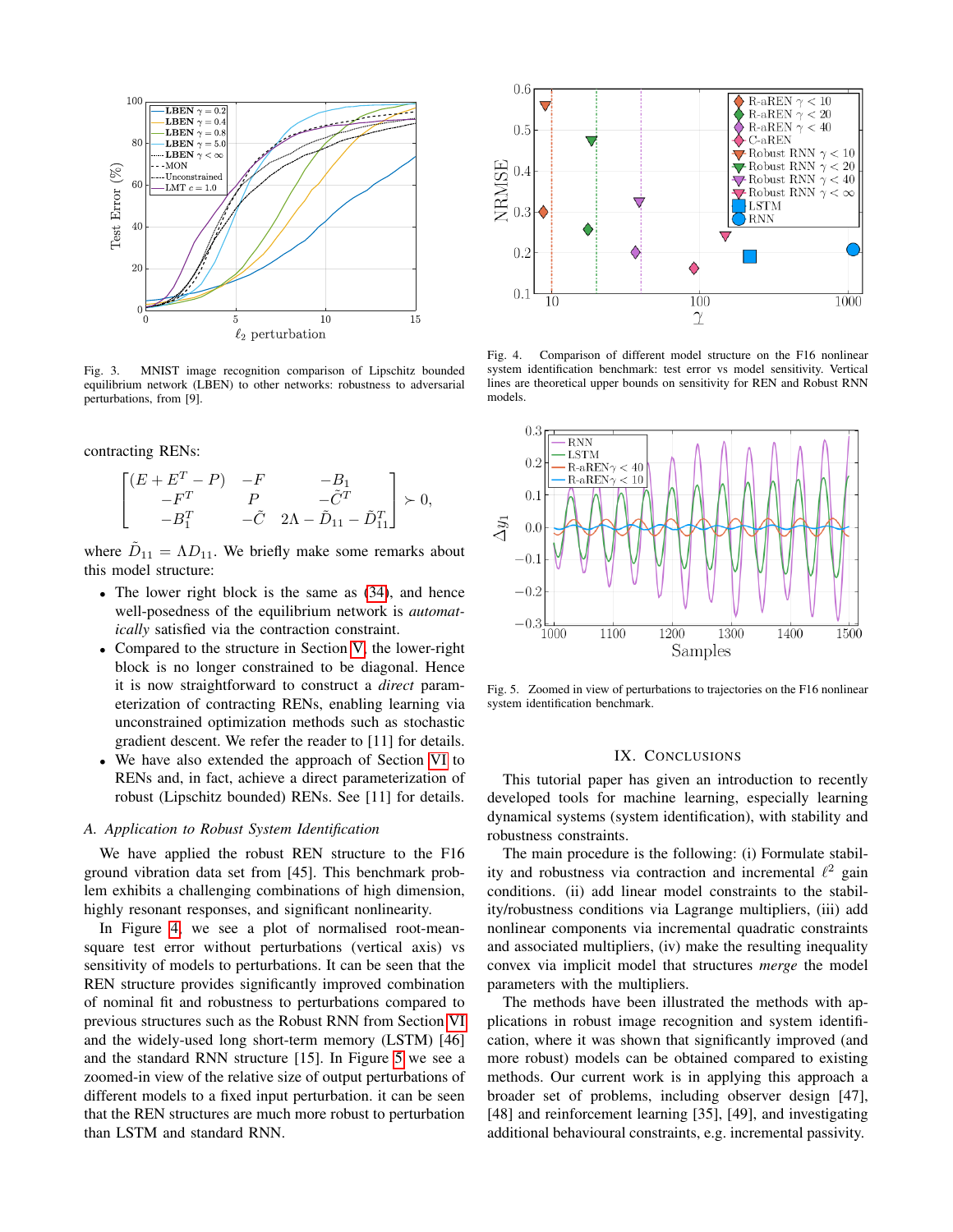Fig. 3. MNIST image recognition comparison of Lipschitz bounded equilibrium network (LBEN) to other networks: robustness to adversarial perturbations, from [9].

contracting RENs:

$$\begin{bmatrix} (E + E^T - P) & -F & -B_1 \\ -F^T & P & -\tilde{C}^T \\ -B_1^T & -\tilde{C} & 2\Lambda - \tilde{D}_{11} - \tilde{D}_{11}^T \end{bmatrix} \succ 0,$$

where $\tilde{D}_{11} = \Lambda D_{11}$. We briefly make some remarks about this model structure:

- The lower right block is the same as (34), and hence well-posedness of the equilibrium network is *automatically* satisfied via the contraction constraint.
- Compared to the structure in Section V, the lower-right block is no longer constrained to be diagonal. Hence it is now straightforward to construct a *direct* parameterization of contracting RENs, enabling learning via unconstrained optimization methods such as stochastic gradient descent. We refer the reader to [11] for details.
- We have also extended the approach of Section VI to RENs and, in fact, achieve a direct parameterization of robust (Lipschitz bounded) RENs. See [11] for details.

### A. Application to Robust System Identification

We have applied the robust REN structure to the F16 ground vibration data set from [45]. This benchmark problem exhibits a challenging combinations of high dimension, highly resonant responses, and significant nonlinearity.

In Figure 4, we see a plot of normalised root-mean-square test error without perturbations (vertical axis) vs sensitivity of models to perturbations. It can be seen that the REN structure provides significantly improved combination of nominal fit and robustness to perturbations compared to previous structures such as the Robust RNN from Section VI and the widely-used long short-term memory (LSTM) [46] and the standard RNN structure [15]. In Figure 5 we see a zoomed-in view of the relative size of output perturbations of different models to a fixed input perturbation. it can be seen that the REN structures are much more robust to perturbation than LSTM and standard RNN.

Fig. 4. Comparison of different model structure on the F16 nonlinear system identification benchmark: test error vs model sensitivity. Vertical lines are theoretical upper bounds on sensitivity for REN and Robust RNN models.

Fig. 5. Zoomed in view of perturbations to trajectories on the F16 nonlinear system identification benchmark.

## IX. Conclusions

This tutorial paper has given an introduction to recently developed tools for machine learning, especially learning dynamical systems (system identification), with stability and robustness constraints.

The main procedure is the following: (i) Formulate stability and robustness via contraction and incremental $\ell^2$ gain conditions. (ii) add linear model constraints to the stability/robustness conditions via Lagrange multipliers, (iii) add nonlinear components via incremental quadratic constraints and associated multipliers, (iv) make the resulting inequality convex via implicit model that structures *merge* the model parameters with the multipliers.

The methods have been illustrated the methods with applications in robust image recognition and system identification, where it was shown that significantly improved (and more robust) models can be obtained compared to existing methods. Our current work is in applying this approach a broader set of problems, including observer design [47], [48] and reinforcement learning [35], [49], and investigating additional behavioural constraints, e.g. incremental passivity.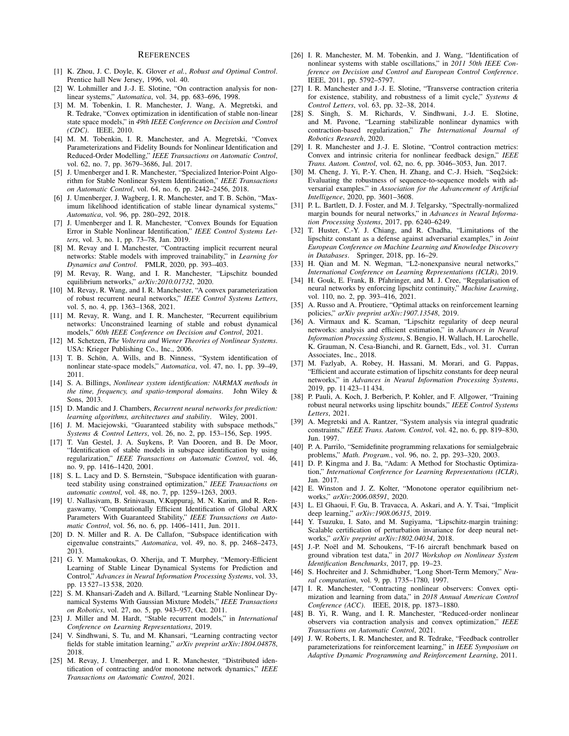## References

[1] K. Zhou, J. C. Doyle, K. Glover *et al.*, *Robust and Optimal Control*. Prentice hall New Jersey, 1996, vol. 40.

[2] W. Lohmiller and J.-J. E. Slotine, "On contraction analysis for non-linear systems," *Automatica*, vol. 34, pp. 683–696, 1998.

[3] M. M. Tobenkin, I. R. Manchester, J. Wang, A. Megretski, and R. Tedrake, "Convex optimization in identification of stable non-linear state space models," in *49th IEEE Conference on Decision and Control (CDC)*. IEEE, 2010.

[4] M. M. Tobenkin, I. R. Manchester, and A. Megretski, "Convex Parameterizations and Fidelity Bounds for Nonlinear Identification and Reduced-Order Modelling," *IEEE Transactions on Automatic Control*, vol. 62, no. 7, pp. 3679–3686, Jul. 2017.

[5] J. Umenberger and I. R. Manchester, "Specialized Interior-Point Algorithm for Stable Nonlinear System Identification," *IEEE Transactions on Automatic Control*, vol. 64, no. 6, pp. 2442–2456, 2018.

[6] J. Umenberger, J. Wagberg, I. R. Manchester, and T. B. Schön, "Maximum likelihood identification of stable linear dynamical systems," *Automatica*, vol. 96, pp. 280–292, 2018.

[7] J. Umenberger and I. R. Manchester, "Convex Bounds for Equation Error in Stable Nonlinear Identification," *IEEE Control Systems Letters*, vol. 3, no. 1, pp. 73–78, Jan. 2019.

[8] M. Revay and I. Manchester, "Contracting implicit recurrent neural networks: Stable models with improved trainability," in *Learning for Dynamics and Control*. PMLR, 2020, pp. 393–403.

[9] M. Revay, R. Wang, and I. R. Manchester, "Lipschitz bounded equilibrium networks," *arXiv:2010.01732*, 2020.

[10] M. Revay, R. Wang, and I. R. Manchester, "A convex parameterization of robust recurrent neural networks," *IEEE Control Systems Letters*, vol. 5, no. 4, pp. 1363–1368, 2021.

[11] M. Revay, R. Wang, and I. R. Manchester, "Recurrent equilibrium networks: Unconstrained learning of stable and robust dynamical models," *60th IEEE Conference on Decision and Control*, 2021.

[12] M. Schetzen, *The Volterra and Wiener Theories of Nonlinear Systems*. USA: Krieger Publishing Co., Inc., 2006.

[13] T. B. Schön, A. Wills, and B. Ninness, "System identification of nonlinear state-space models," *Automatica*, vol. 47, no. 1, pp. 39–49, 2011.

[14] S. A. Billings, *Nonlinear system identification: NARMAX methods in the time, frequency, and spatio-temporal domains*. John Wiley & Sons, 2013.

[15] D. Mandic and J. Chambers, *Recurrent neural networks for prediction: learning algorithms, architectures and stability*. Wiley, 2001.

[16] J. M. Maciejowski, "Guaranteed stability with subspace methods," *Systems & Control Letters*, vol. 26, no. 2, pp. 153–156, Sep. 1995.

[17] T. Van Gestel, J. A. Suykens, P. Van Dooren, and B. De Moor, "Identification of stable models in subspace identification by using regularization," *IEEE Transactions on Automatic Control*, vol. 46, no. 9, pp. 1416–1420, 2001.

[18] S. L. Lacy and D. S. Bernstein, "Subspace identification with guaranteed stability using constrained optimization," *IEEE Transactions on automatic control*, vol. 48, no. 7, pp. 1259–1263, 2003.

[19] U. Nallasivam, B. Srinivasan, V.Kuppuraj, M. N. Karim, and R. Rengaswamy, "Computationally Efficient Identification of Global ARX Parameters With Guaranteed Stability," *IEEE Transactions on Automatic Control*, vol. 56, no. 6, pp. 1406–1411, Jun. 2011.

[20] D. N. Miller and R. A. De Callafon, "Subspace identification with eigenvalue constraints," *Automatica*, vol. 49, no. 8, pp. 2468–2473, 2013.

[21] G. Y. Mamakoukas, O. Xherija, and T. Murphey, "Memory-Efficient Learning of Stable Linear Dynamical Systems for Prediction and Control," *Advances in Neural Information Processing Systems*, vol. 33, pp. 13 527–13 538, 2020.

[22] S. M. Khansari-Zadeh and A. Billard, "Learning Stable Nonlinear Dynamical Systems With Gaussian Mixture Models," *IEEE Transactions on Robotics*, vol. 27, no. 5, pp. 943–957, Oct. 2011.

[23] J. Miller and M. Hardt, "Stable recurrent models," in *International Conference on Learning Representations*, 2019.

[24] V. Sindhwani, S. Tu, and M. Khansari, "Learning contracting vector fields for stable imitation learning," *arXiv preprint arXiv:1804.04878*, 2018.

[25] M. Revay, J. Umenberger, and I. R. Manchester, "Distributed identification of contracting and/or monotone network dynamics," *IEEE Transactions on Automatic Control*, 2021.

[26] I. R. Manchester, M. M. Tobenkin, and J. Wang, "Identification of nonlinear systems with stable oscillations," in *2011 50th IEEE Conference on Decision and Control and European Control Conference*. IEEE, 2011, pp. 5792–5797.

[27] I. R. Manchester and J.-J. E. Slotine, "Transverse contraction criteria for existence, stability, and robustness of a limit cycle," *Systems & Control Letters*, vol. 63, pp. 32–38, 2014.

[28] S. Singh, S. M. Richards, V. Sindhwani, J.-J. E. Slotine, and M. Pavone, "Learning stabilizable nonlinear dynamics with contraction-based regularization," *The International Journal of Robotics Research*, 2020.

[29] I. R. Manchester and J.-J. E. Slotine, "Control contraction metrics: Convex and intrinsic criteria for nonlinear feedback design," *IEEE Trans. Autom. Control*, vol. 62, no. 6, pp. 3046–3053, Jun. 2017.

[30] M. Cheng, J. Yi, P.-Y. Chen, H. Zhang, and C.-J. Hsieh, "Seq2sick: Evaluating the robustness of sequence-to-sequence models with adversarial examples." in *Association for the Advancement of Artificial Intelligence*, 2020, pp. 3601–3608.

[31] P. L. Bartlett, D. J. Foster, and M. J. Telgarsky, "Spectrally-normalized margin bounds for neural networks," in *Advances in Neural Information Processing Systems*, 2017, pp. 6240–6249.

[32] T. Huster, C.-Y. J. Chiang, and R. Chadha, "Limitations of the lipschitz constant as a defense against adversarial examples," in *Joint European Conference on Machine Learning and Knowledge Discovery in Databases*. Springer, 2018, pp. 16–29.

[33] H. Qian and M. N. Wegman, "L2-nonexpansive neural networks," *International Conference on Learning Representations (ICLR)*, 2019.

[34] H. Gouk, E. Frank, B. Pfahringer, and M. J. Cree, "Regularisation of neural networks by enforcing lipschitz continuity," *Machine Learning*, vol. 110, no. 2, pp. 393–416, 2021.

[35] A. Russo and A. Proutiere, "Optimal attacks on reinforcement learning policies," *arXiv preprint arXiv:1907.13548*, 2019.

[36] A. Virmaux and K. Scaman, "Lipschitz regularity of deep neural networks: analysis and efficient estimation," in *Advances in Neural Information Processing Systems*, S. Bengio, H. Wallach, H. Larochelle, K. Grauman, N. Cesa-Bianchi, and R. Garnett, Eds., vol. 31. Curran Associates, Inc., 2018.

[37] M. Fazlyab, A. Robey, H. Hassani, M. Morari, and G. Pappas, "Efficient and accurate estimation of lipschitz constants for deep neural networks," in *Advances in Neural Information Processing Systems*, 2019, pp. 11 423–11 434.

[38] P. Pauli, A. Koch, J. Berberich, P. Kohler, and F. Allgower, "Training robust neural networks using lipschitz bounds," *IEEE Control Systems Letters*, 2021.

[39] A. Megretski and A. Rantzer, "System analysis via integral quadratic constraints," *IEEE Trans. Autom. Control*, vol. 42, no. 6, pp. 819–830, Jun. 1997.

[40] P. A. Parrilo, "Semidefinite programming relaxations for semialgebraic problems," *Math. Program.*, vol. 96, no. 2, pp. 293–320, 2003.

[41] D. P. Kingma and J. Ba, "Adam: A Method for Stochastic Optimization," *International Conference for Learning Representations (ICLR)*, Jan. 2017.

[42] E. Winston and J. Z. Kolter, "Monotone operator equilibrium networks," *arXiv:2006.08591*, 2020.

[43] L. El Ghaoui, F. Gu, B. Travacca, A. Askari, and A. Y. Tsai, "Implicit deep learning," *arXiv:1908.06315*, 2019.

[44] Y. Tsuzuku, I. Sato, and M. Sugiyama, "Lipschitz-margin training: Scalable certification of perturbation invariance for deep neural networks," *arXiv preprint arXiv:1802.04034*, 2018.

[45] J.-P. Noël and M. Schoukens, "F-16 aircraft benchmark based on ground vibration test data," in *2017 Workshop on Nonlinear System Identification Benchmarks*, 2017, pp. 19–23.

[46] S. Hochreiter and J. Schmidhuber, "Long Short-Term Memory," *Neural computation*, vol. 9, pp. 1735–1780, 1997.

[47] I. R. Manchester, "Contracting nonlinear observers: Convex optimization and learning from data," in *2018 Annual American Control Conference (ACC)*. IEEE, 2018, pp. 1873–1880.

[48] B. Yi, R. Wang, and I. R. Manchester, "Reduced-order nonlinear observers via contraction analysis and convex optimization," *IEEE Transactions on Automatic Control*, 2021.

[49] J. W. Roberts, I. R. Manchester, and R. Tedrake, "Feedback controller parameterizations for reinforcement learning," in *IEEE Symposium on Adaptive Dynamic Programming and Reinforcement Learning*, 2011.